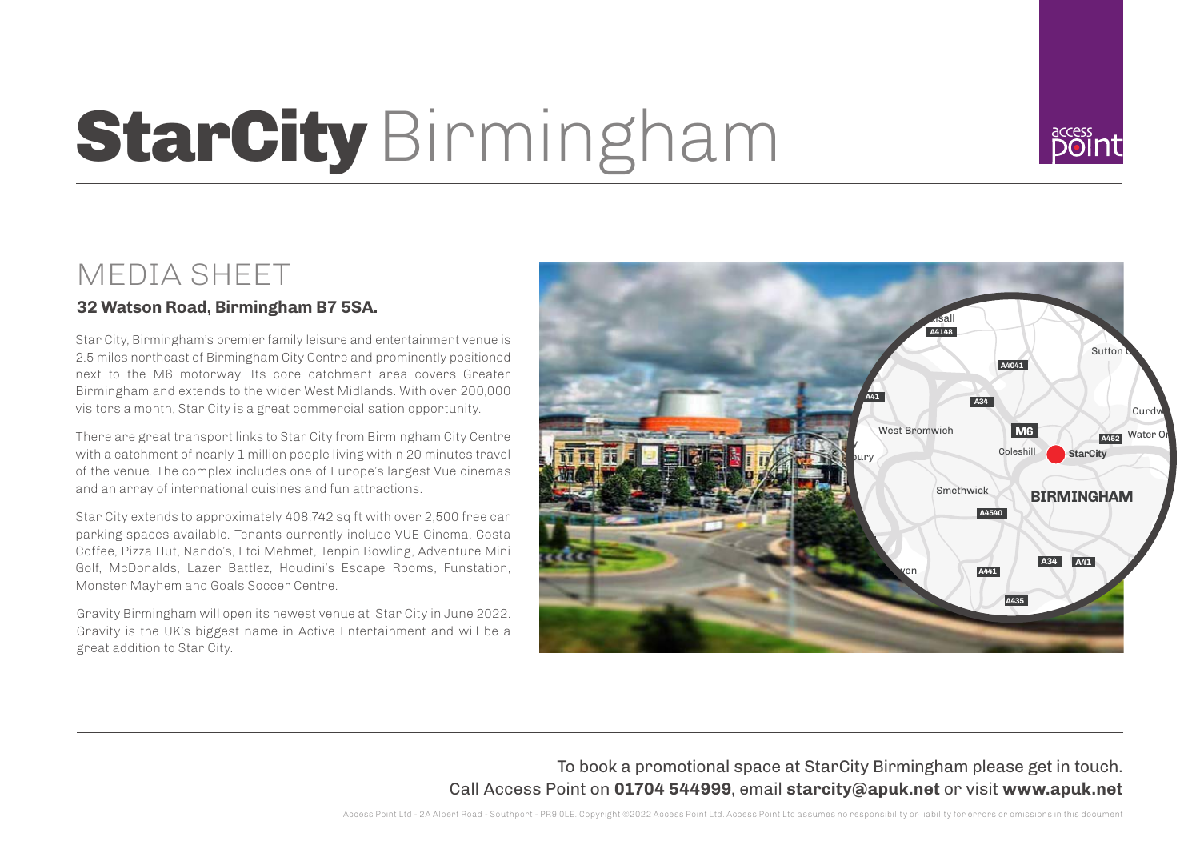# **StarCity** Birmingham

## MEDIA SHEET

**32 Watson Road, Birmingham B7 5SA.**

Star City, Birmingham's premier family leisure and entertainment venue is 2.5 miles northeast of Birmingham City Centre and prominently positioned next to the M6 motorway. Its core catchment area covers Greater Birmingham and extends to the wider West Midlands. With over 200,000 visitors a month, Star City is a great commercialisation opportunity.

There are great transport links to Star City from Birmingham City Centre with a catchment of nearly 1 million people living within 20 minutes travel of the venue. The complex includes one of Europe's largest Vue cinemas and an array of international cuisines and fun attractions.

Star City extends to approximately 408,742 sq ft with over 2,500 free car parking spaces available. Tenants currently include VUE Cinema, Costa Coffee, Pizza Hut, Nando's, Etci Mehmet, Tenpin Bowling, Adventure Mini Golf, McDonalds, Lazer Battlez, Houdini's Escape Rooms, Funstation, Monster Mayhem and Goals Soccer Centre.

Gravity Birmingham will open its newest venue at Star City in June 2022. Gravity is the UK's biggest name in Active Entertainment and will be a great addition to Star City.

To book a promotional space at StarCity Birmingham please get in touch.
Call Access Point on **01704 544999**, email **starcity@apuk.net** or visit **www.apuk.net**

Access Point Ltd - 2A Albert Road - Southport - PR9 0LE. Copyright ©2022 Access Point Ltd. Access Point Ltd assumes no responsibility or liability for errors or omissions in this document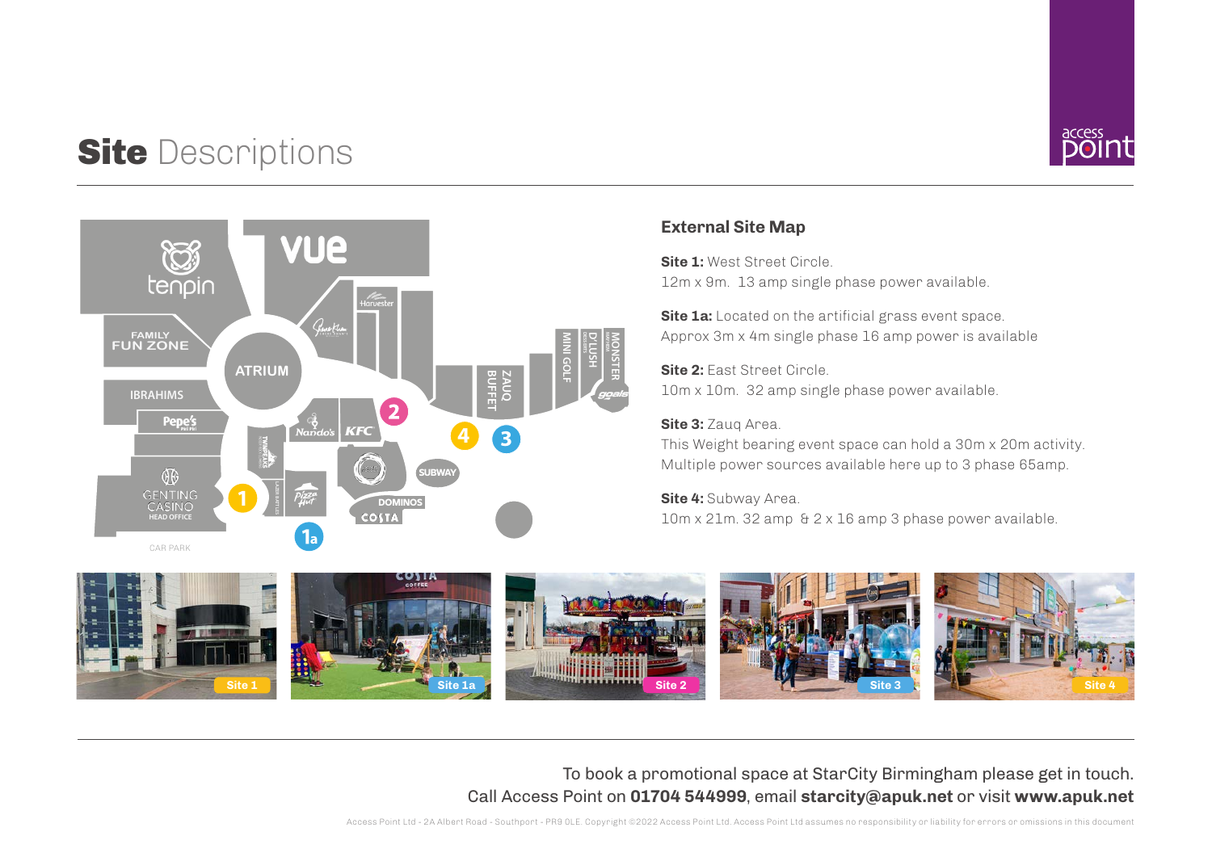# **Site** Descriptions

### External Site Map

**Site 1:** West Street Circle.
12m x 9m. 13 amp single phase power available.

**Site 1a:** Located on the artificial grass event space.
Approx 3m x 4m single phase 16 amp power is available

**Site 2:** East Street Circle.
10m x 10m. 32 amp single phase power available.

**Site 3:** Zauq Area.
This Weight bearing event space can hold a 30m x 20m activity.
Multiple power sources available here up to 3 phase 65amp.

**Site 4:** Subway Area.
10m x 21m. 32 amp & 2 x 16 amp 3 phase power available.

Site 1 | Site 1a | Site 2 | Site 3 | Site 4

To book a promotional space at StarCity Birmingham please get in touch.
Call Access Point on **01704 544999**, email **starcity@apuk.net** or visit **www.apuk.net**

Access Point Ltd - 2A Albert Road - Southport - PR9 0LE. Copyright ©2022 Access Point Ltd. Access Point Ltd assumes no responsibility or liability for errors or omissions in this document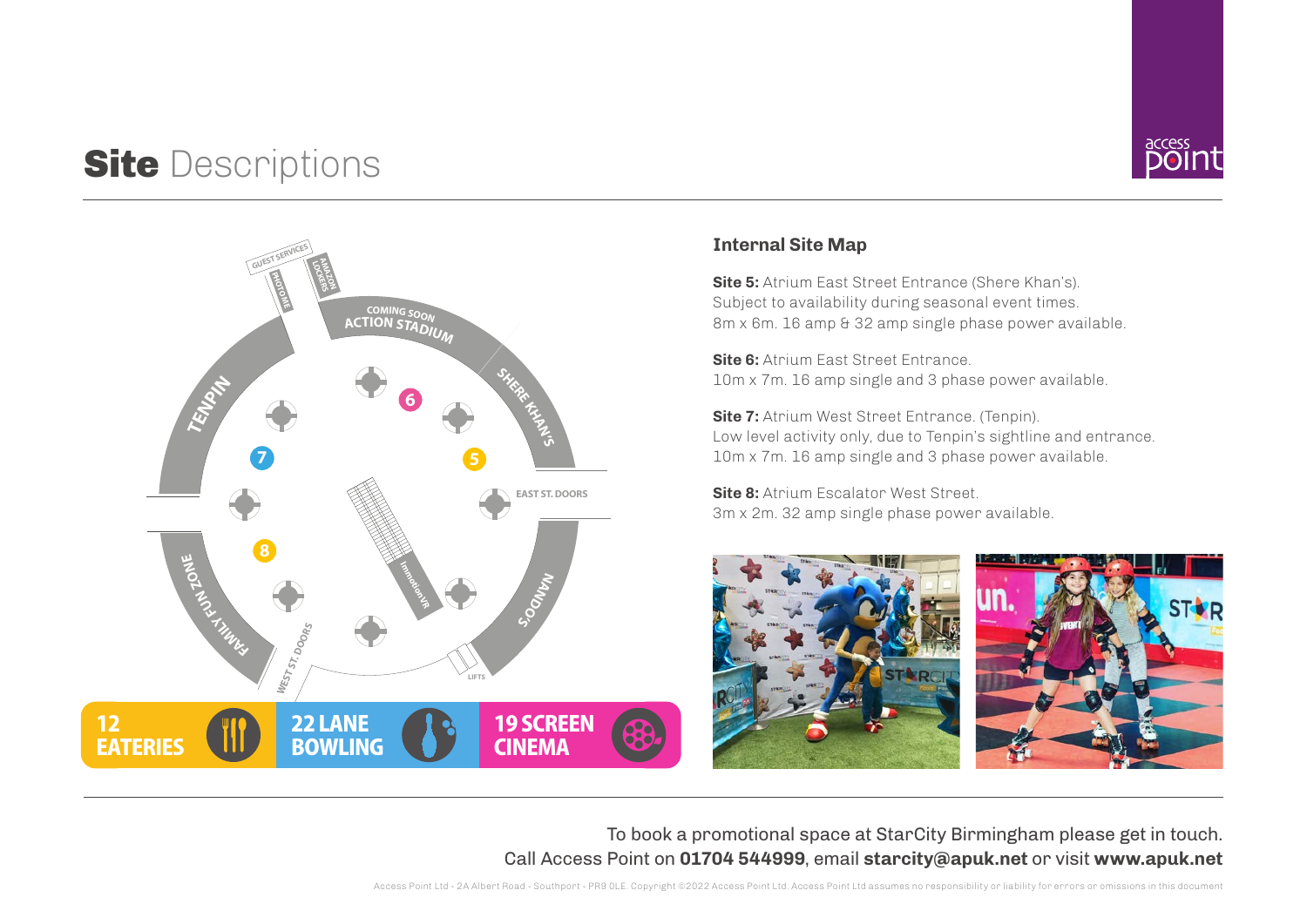# **Site** Descriptions

GUEST SERVICES
PHOTOME
AMAZON LOCKERS
COMING SOON
ACTION STADIUM
TENPIN
SHERE KHAN'S
6
7
5
EAST ST. DOORS
8
ImmotionVR
FAMILY FUN ZONE
NANDO'S
WEST ST. DOORS
LIFTS

12 EATERIES
22 LANE BOWLING
19 SCREEN CINEMA

### Internal Site Map

**Site 5:** Atrium East Street Entrance (Shere Khan's).
Subject to availability during seasonal event times.
8m x 6m. 16 amp & 32 amp single phase power available.

**Site 6:** Atrium East Street Entrance.
10m x 7m. 16 amp single and 3 phase power available.

**Site 7:** Atrium West Street Entrance. (Tenpin).
Low level activity only, due to Tenpin's sightline and entrance.
10m x 7m. 16 amp single and 3 phase power available.

**Site 8:** Atrium Escalator West Street.
3m x 2m. 32 amp single phase power available.

To book a promotional space at StarCity Birmingham please get in touch.
Call Access Point on **01704 544999**, email **starcity@apuk.net** or visit **www.apuk.net**

Access Point Ltd - 2A Albert Road - Southport - PR9 0LE. Copyright ©2022 Access Point Ltd. Access Point Ltd assumes no responsibility or liability for errors or omissions in this document